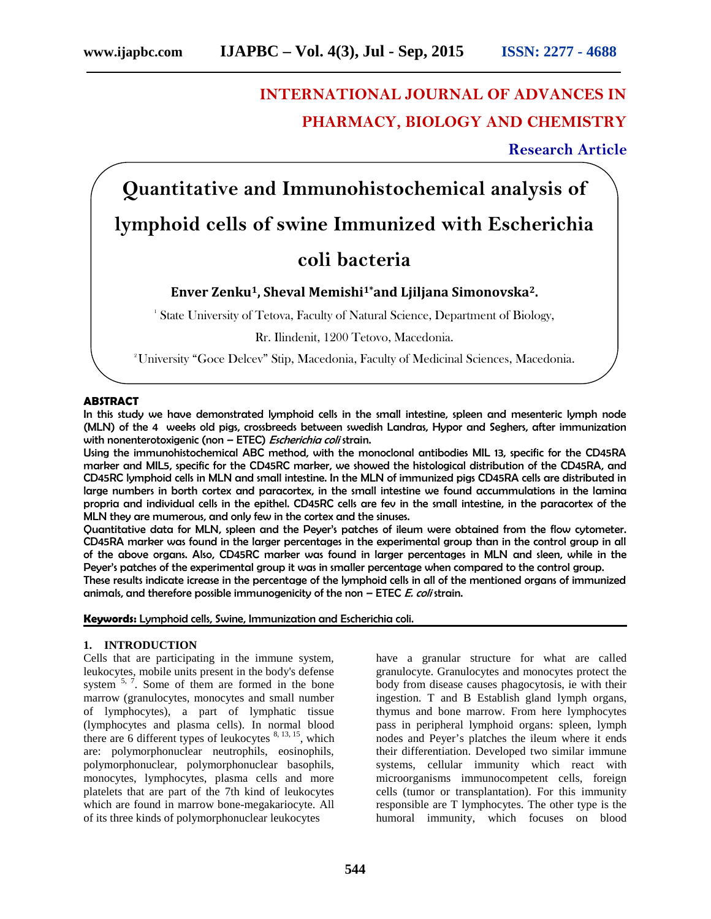# INTERNATIONAL JOURNAL OF ADVANCES IN PHARMACY, BIOLOGY AND CHEMISTRY

**Research Article**

# Quantitative and Immunohistochemical analysis of lymphoid cells of swine Immunized with Escherichia coli bacteria

**Enver Zenku[1], Sheval Memishi[1*] and Ljiljana Simonovska[2].**

[1] State University of Tetova, Faculty of Natural Science, Department of Biology, Rr. Ilindenit, 1200 Tetovo, Macedonia.

[2] University "Goce Delcev" Stip, Macedonia, Faculty of Medicinal Sciences, Macedonia.

## ABSTRACT

In this study we have demonstrated lymphoid cells in the small intestine, spleen and mesenteric lymph node (MLN) of the 4 weeks old pigs, crossbreeds between swedish Landras, Hypor and Seghers, after immunization with nonenterotoxigenic (non – ETEC) *Escherichia coli* strain.

Using the immunohistochemical ABC method, with the monoclonal antibodies MIL 13, specific for the CD45RA marker and MIL5, specific for the CD45RC marker, we showed the histological distribution of the CD45RA, and CD45RC lymphoid cells in MLN and small intestine. In the MLN of immunized pigs CD45RA cells are distributed in large numbers in borth cortex and paracortex, in the small intestine we found accummulations in the lamina propria and individual cells in the epithel. CD45RC cells are fev in the small intestine, in the paracortex of the MLN they are numerous, and only few in the cortex and the sinuses.

Quantitative data for MLN, spleen and the Peyer's patches of ileum were obtained from the flow cytometer. CD45RA marker was found in the larger percentages in the experimental group than in the control group in all of the above organs. Also, CD45RC marker was found in larger percentages in MLN and sleen, while in the Peyer's patches of the experimental group it was in smaller percentage when compared to the control group.

These results indicate icrease in the percentage of the lymphoid cells in all of the mentioned organs of immunized animals, and therefore possible immunogenicity of the non – ETEC *E. coli* strain.

**Keywords:** Lymphoid cells, Swine, Immunization and Escherichia coli.

## 1. INTRODUCTION

Cells that are participating in the immune system, leukocytes, mobile units present in the body's defense system [5, 7]. Some of them are formed in the bone marrow (granulocytes, monocytes and small number of lymphocytes), a part of lymphatic tissue (lymphocytes and plasma cells). In normal blood there are 6 different types of leukocytes [8, 13, 15], which are: polymorphonuclear neutrophils, eosinophils, polymorphonuclear, polymorphonuclear basophils, monocytes, lymphocytes, plasma cells and more platelets that are part of the 7th kind of leukocytes which are found in marrow bone-megakariocyte. All of its three kinds of polymorphonuclear leukocytes have a granular structure for what are called granulocyte. Granulocytes and monocytes protect the body from disease causes phagocytosis, ie with their ingestion. T and B Establish gland lymph organs, thymus and bone marrow. From here lymphocytes pass in peripheral lymphoid organs: spleen, lymph nodes and Peyer's platches the ileum where it ends their differentiation. Developed two similar immune systems, cellular immunity which react with microorganisms immunocompetent cells, foreign cells (tumor or transplantation). For this immunity responsible are T lymphocytes. The other type is the humoral immunity, which focuses on blood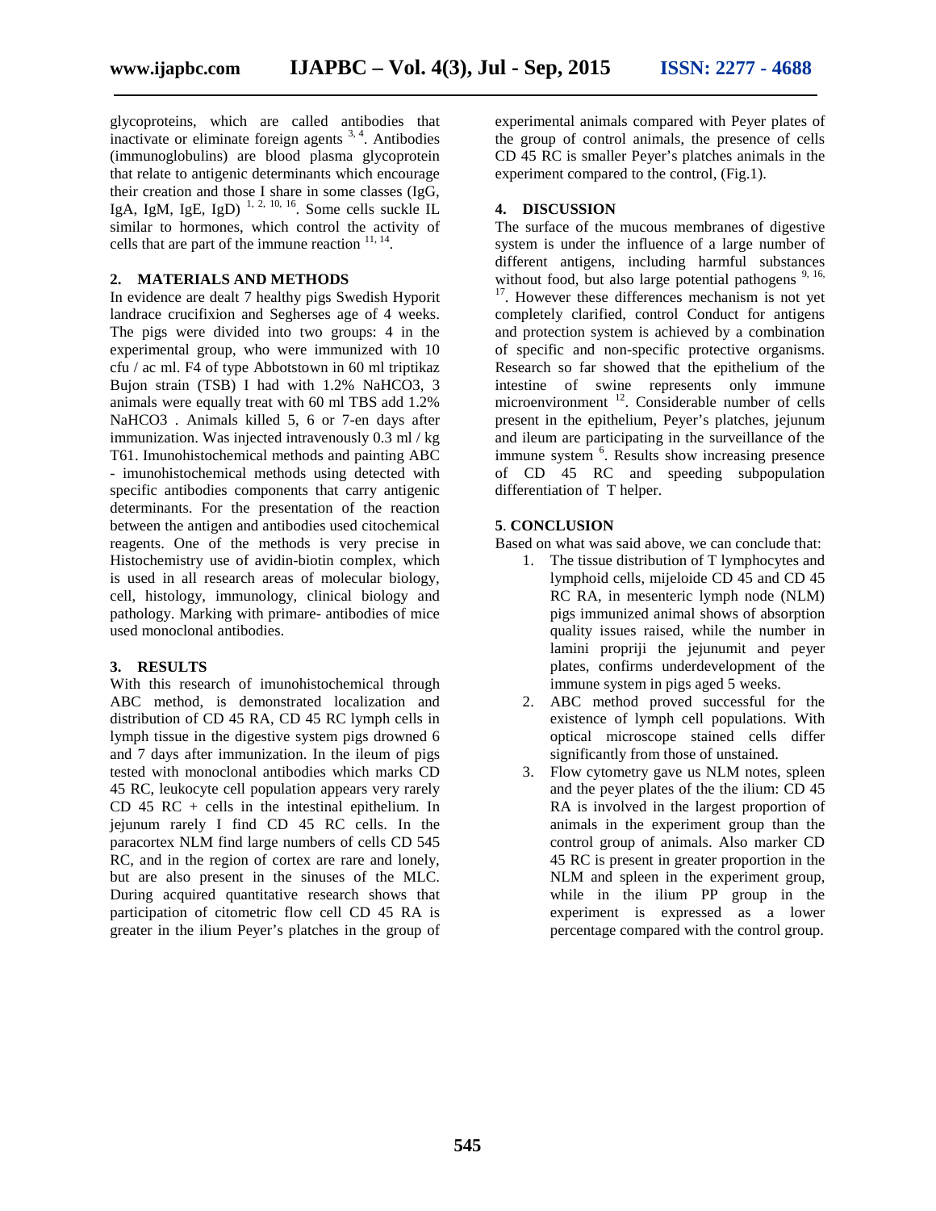glycoproteins, which are called antibodies that inactivate or eliminate foreign agents [3, 4]. Antibodies (immunoglobulins) are blood plasma glycoprotein that relate to antigenic determinants which encourage their creation and those I share in some classes (IgG, IgA, IgM, IgE, IgD) [1, 2, 10, 16]. Some cells suckle IL similar to hormones, which control the activity of cells that are part of the immune reaction [11, 14].

## 2. MATERIALS AND METHODS

In evidence are dealt 7 healthy pigs Swedish Hyporit landrace crucifixion and Segherses age of 4 weeks. The pigs were divided into two groups: 4 in the experimental group, who were immunized with 10 cfu / ac ml. F4 of type Abbotstown in 60 ml triptikaz Bujon strain (TSB) I had with 1.2% $NaHCO_3$, 3 animals were equally treat with 60 ml TBS add 1.2% $NaHCO_3$ . Animals killed 5, 6 or 7-en days after immunization. Was injected intravenously 0.3 ml / kg T61. Imunohistochemical methods and painting ABC - imunohistochemical methods using detected with specific antibodies components that carry antigenic determinants. For the presentation of the reaction between the antigen and antibodies used citochemical reagents. One of the methods is very precise in Histochemistry use of avidin-biotin complex, which is used in all research areas of molecular biology, cell, histology, immunology, clinical biology and pathology. Marking with primare- antibodies of mice used monoclonal antibodies.

## 3. RESULTS

With this research of imunohistochemical through ABC method, is demonstrated localization and distribution of CD 45 RA, CD 45 RC lymph cells in lymph tissue in the digestive system pigs drowned 6 and 7 days after immunization. In the ileum of pigs tested with monoclonal antibodies which marks CD 45 RC, leukocyte cell population appears very rarely CD 45 RC + cells in the intestinal epithelium. In jejunum rarely I find CD 45 RC cells. In the paracortex NLM find large numbers of cells CD 545 RC, and in the region of cortex are rare and lonely, but are also present in the sinuses of the MLC. During acquired quantitative research shows that participation of citometric flow cell CD 45 RA is greater in the ilium Peyer's platches in the group of experimental animals compared with Peyer plates of the group of control animals, the presence of cells CD 45 RC is smaller Peyer's platches animals in the experiment compared to the control, (Fig.1).

## 4. DISCUSSION

The surface of the mucous membranes of digestive system is under the influence of a large number of different antigens, including harmful substances without food, but also large potential pathogens [9, 16, 17]. However these differences mechanism is not yet completely clarified, control Conduct for antigens and protection system is achieved by a combination of specific and non-specific protective organisms. Research so far showed that the epithelium of the intestine of swine represents only immune microenvironment [12]. Considerable number of cells present in the epithelium, Peyer's platches, jejunum and ileum are participating in the surveillance of the immune system [6]. Results show increasing presence of CD 45 RC and speeding subpopulation differentiation of T helper.

## 5. CONCLUSION

Based on what was said above, we can conclude that:

1. The tissue distribution of T lymphocytes and lymphoid cells, mijeloide CD 45 and CD 45 RC RA, in mesenteric lymph node (NLM) pigs immunized animal shows of absorption quality issues raised, while the number in lamini propriji the jejunumit and peyer plates, confirms underdevelopment of the immune system in pigs aged 5 weeks.
2. ABC method proved successful for the existence of lymph cell populations. With optical microscope stained cells differ significantly from those of unstained.
3. Flow cytometry gave us NLM notes, spleen and the peyer plates of the the ilium: CD 45 RA is involved in the largest proportion of animals in the experiment group than the control group of animals. Also marker CD 45 RC is present in greater proportion in the NLM and spleen in the experiment group, while in the ilium PP group in the experiment is expressed as a lower percentage compared with the control group.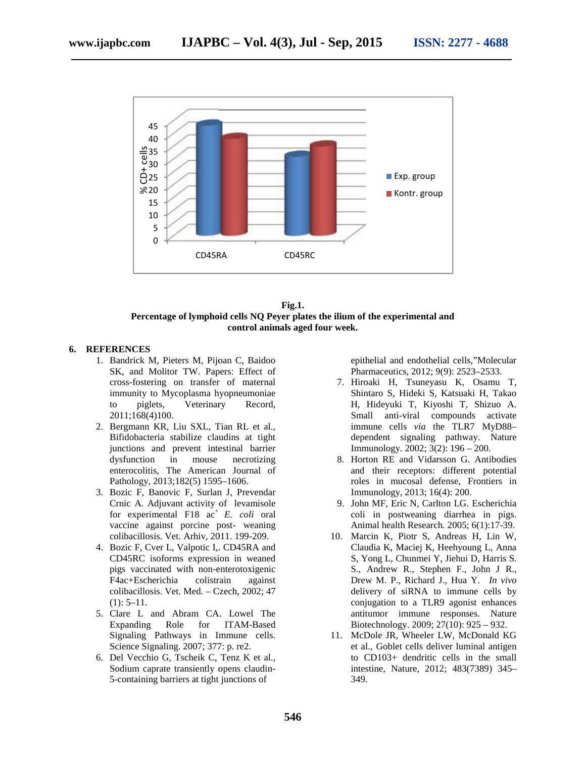**Fig.1.**
**Percentage of lymphoid cells NQ Peyer plates the ilium of the experimental and control animals aged four week.**

## 6. REFERENCES

1. Bandrick M, Pieters M, Pijoan C, Baidoo SK, and Molitor TW. Papers: Effect of cross-fostering on transfer of maternal immunity to Mycoplasma hyopneumoniae to piglets, Veterinary Record, 2011;168(4)100.
2. Bergmann KR, Liu SXL, Tian RL et al., Bifidobacteria stabilize claudins at tight junctions and prevent intestinal barrier dysfunction in mouse necrotizing enterocolitis, The American Journal of Pathology, 2013;182(5) 1595–1606.
3. Bozic F, Banovic F, Surlan J, Prevendar Crnic A. Adjuvant activity of levamisole for experimental F18 ac[+] *E. coli* oral vaccine against porcine post- weaning colibacillosis. Vet. Arhiv, 2011. 199-209.
4. Bozic F, Cver L, Valpotic I,. CD45RA and CD45RC isoforms expression in weaned pigs vaccinated with non-enterotoxigenic F4ac+Escherichia colistrain against colibacillosis. Vet. Med. – Czech, 2002; 47 (1): 5–11.
5. Clare L and Abram CA. Lowel The Expanding Role for ITAM-Based Signaling Pathways in Immune cells. Science Signaling. 2007; 377: p. re2.
6. Del Vecchio G, Tscheik C, Tenz K et al., Sodium caprate transiently opens claudin-5-containing barriers at tight junctions of epithelial and endothelial cells,"Molecular Pharmaceutics, 2012; 9(9): 2523–2533.
7. Hiroaki H, Tsuneyasu K, Osamu T, Shintaro S, Hideki S, Katsuaki H, Takao H, Hideyuki T, Kiyoshi T, Shizuo A. Small anti-viral compounds activate immune cells *via* the TLR7 MyD88–dependent signaling pathway. Nature Immunology. 2002; 3(2): 196 – 200.
8. Horton RE and Vidarsson G. Antibodies and their receptors: different potential roles in mucosal defense, Frontiers in Immunology, 2013; 16(4): 200.
9. John MF, Eric N, Carlton LG. Escherichia coli in postweaning diarrhea in pigs. Animal health Research. 2005; 6(1):17-39.
10. Marcin K, Piotr S, Andreas H, Lin W, Claudia K, Maciej K, Heehyoung L, Anna S, Yong L, Chunmei Y, Jiehui D, Harris S. S., Andrew R., Stephen F., John J R., Drew M. P., Richard J., Hua Y. *In vivo* delivery of siRNA to immune cells by conjugation to a TLR9 agonist enhances antitumor immune responses. Nature Biotechnology. 2009; 27(10): 925 – 932.
11. McDole JR, Wheeler LW, McDonald KG et al., Goblet cells deliver luminal antigen to CD103+ dendritic cells in the small intestine, Nature, 2012; 483(7389) 345–349.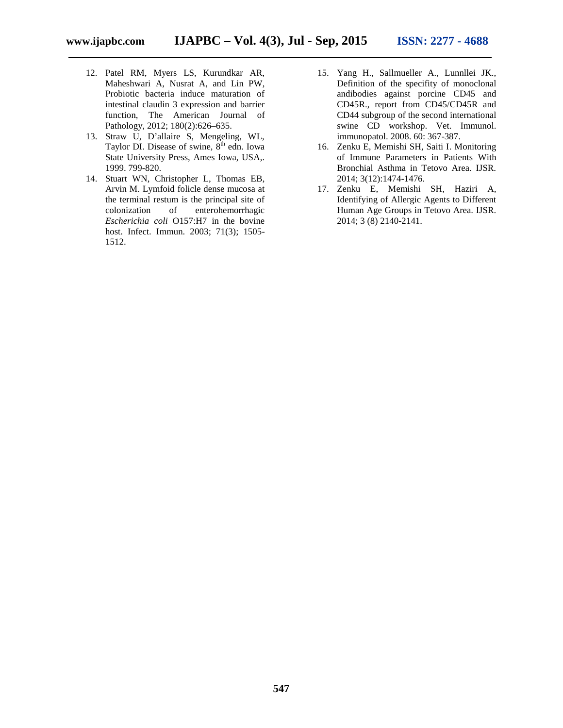12. Patel RM, Myers LS, Kurundkar AR, Maheshwari A, Nusrat A, and Lin PW, Probiotic bacteria induce maturation of intestinal claudin 3 expression and barrier function, The American Journal of Pathology, 2012; 180(2):626–635.
13. Straw U, D'allaire S, Mengeling, WL, Taylor DI. Disease of swine, 8th edn. Iowa State University Press, Ames Iowa, USA,. 1999. 799-820.
14. Stuart WN, Christopher L, Thomas EB, Arvin M. Lymfoid folicle dense mucosa at the terminal restum is the principal site of colonization of enterohemorrhagic *Escherichia coli* O157:H7 in the bovine host. Infect. Immun. 2003; 71(3); 1505-1512.
15. Yang H., Sallmueller A., Lunnllei JK., Definition of the specifity of monoclonal andibodies against porcine CD45 and CD45R., report from CD45/CD45R and CD44 subgroup of the second international swine CD workshop. Vet. Immunol. immunopatol. 2008. 60: 367-387.
16. Zenku E, Memishi SH, Saiti I. Monitoring of Immune Parameters in Patients With Bronchial Asthma in Tetovo Area. IJSR. 2014; 3(12):1474-1476.
17. Zenku E, Memishi SH, Haziri A, Identifying of Allergic Agents to Different Human Age Groups in Tetovo Area. IJSR. 2014; 3 (8) 2140-2141.